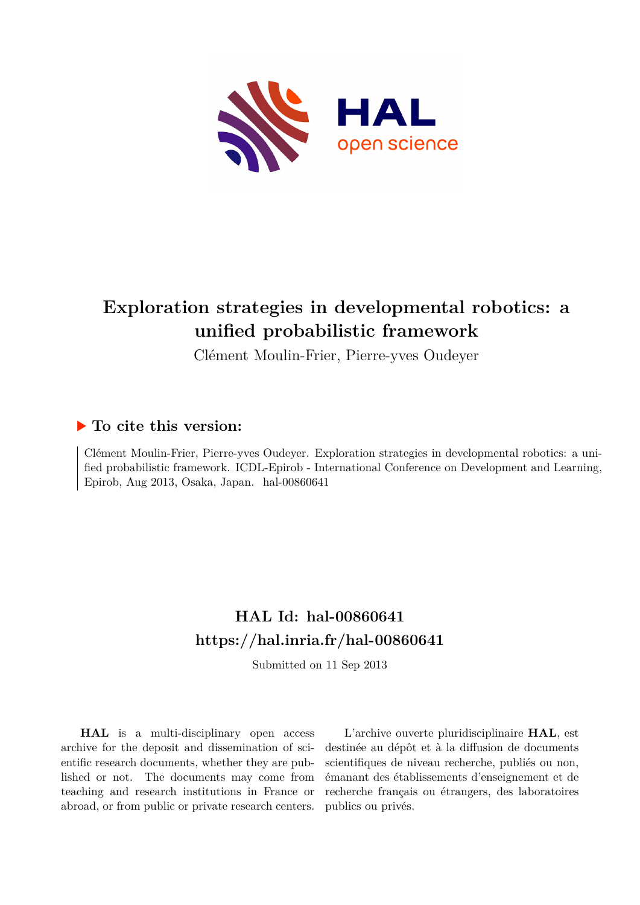# Exploration strategies in developmental robotics: a unified probabilistic framework

Clément Moulin-Frier, Pierre-yves Oudeyer

## To cite this version:

Clément Moulin-Frier, Pierre-yves Oudeyer. Exploration strategies in developmental robotics: a unified probabilistic framework. ICDL-Epirob - International Conference on Development and Learning, Epirob, Aug 2013, Osaka, Japan. hal-00860641

## HAL Id: hal-00860641
## https://hal.inria.fr/hal-00860641

Submitted on 11 Sep 2013

**HAL** is a multi-disciplinary open access archive for the deposit and dissemination of scientific research documents, whether they are published or not. The documents may come from teaching and research institutions in France or abroad, or from public or private research centers.

L'archive ouverte pluridisciplinaire **HAL**, est destinée au dépôt et à la diffusion de documents scientifiques de niveau recherche, publiés ou non, émanant des établissements d'enseignement et de recherche français ou étrangers, des laboratoires publics ou privés.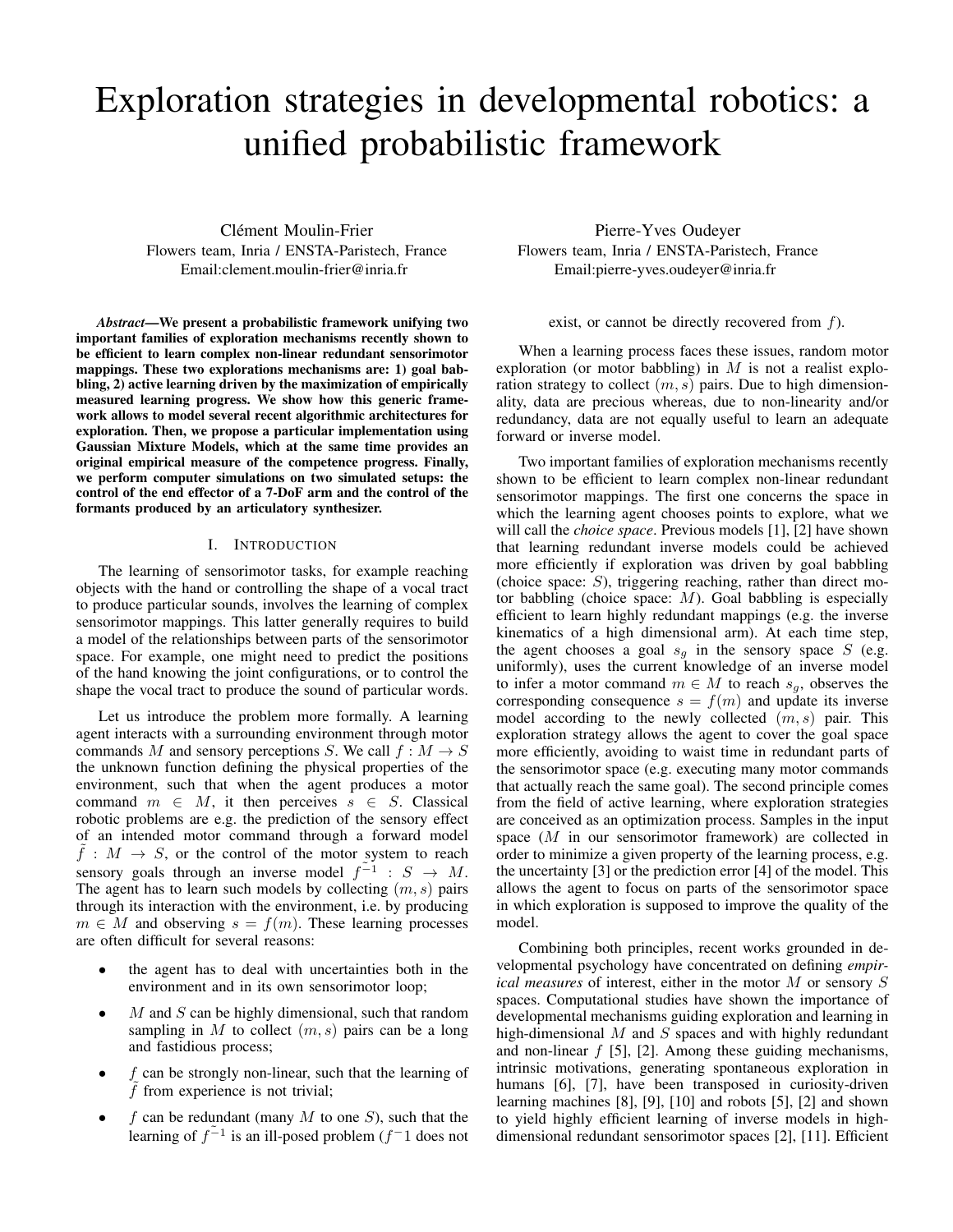# Exploration strategies in developmental robotics: a unified probabilistic framework

Clément Moulin-Frier
Flowers team, Inria / ENSTA-Paristech, France
Email:clement.moulin-frier@inria.fr

Pierre-Yves Oudeyer
Flowers team, Inria / ENSTA-Paristech, France
Email:pierre-yves.oudeyer@inria.fr

***Abstract*—We present a probabilistic framework unifying two important families of exploration mechanisms recently shown to be efficient to learn complex non-linear redundant sensorimotor mappings. These two explorations mechanisms are: 1) goal babbling, 2) active learning driven by the maximization of empirically measured learning progress. We show how this generic framework allows to model several recent algorithmic architectures for exploration. Then, we propose a particular implementation using Gaussian Mixture Models, which at the same time provides an original empirical measure of the competence progress. Finally, we perform computer simulations on two simulated setups: the control of the end effector of a 7-DoF arm and the control of the formants produced by an articulatory synthesizer.**

## I. Introduction

The learning of sensorimotor tasks, for example reaching objects with the hand or controlling the shape of a vocal tract to produce particular sounds, involves the learning of complex sensorimotor mappings. This latter generally requires to build a model of the relationships between parts of the sensorimotor space. For example, one might need to predict the positions of the hand knowing the joint configurations, or to control the shape the vocal tract to produce the sound of particular words.

Let us introduce the problem more formally. A learning agent interacts with a surrounding environment through motor commands $M$ and sensory perceptions $S$. We call $f : M \rightarrow S$ the unknown function defining the physical properties of the environment, such that when the agent produces a motor command $m \in M$, it then perceives $s \in S$. Classical robotic problems are e.g. the prediction of the sensory effect of an intended motor command through a forward model $\tilde{f} : M \rightarrow S$, or the control of the motor system to reach sensory goals through an inverse model $\tilde{f^{-1}} : S \rightarrow M$. The agent has to learn such models by collecting $(m, s)$ pairs through its interaction with the environment, i.e. by producing $m \in M$ and observing $s = f(m)$. These learning processes are often difficult for several reasons:

- the agent has to deal with uncertainties both in the environment and in its own sensorimotor loop;
- $M$ and $S$ can be highly dimensional, such that random sampling in $M$ to collect $(m, s)$ pairs can be a long and fastidious process;
- $f$ can be strongly non-linear, such that the learning of $\tilde{f}$ from experience is not trivial;
- $f$ can be redundant (many $M$ to one $S$), such that the learning of $\tilde{f^{-1}}$ is an ill-posed problem ($f^{-}1$ does not exist, or cannot be directly recovered from $f$).

When a learning process faces these issues, random motor exploration (or motor babbling) in $M$ is not a realist exploration strategy to collect $(m, s)$ pairs. Due to high dimensionality, data are precious whereas, due to non-linearity and/or redundancy, data are not equally useful to learn an adequate forward or inverse model.

Two important families of exploration mechanisms recently shown to be efficient to learn complex non-linear redundant sensorimotor mappings. The first one concerns the space in which the learning agent chooses points to explore, what we will call the *choice space*. Previous models [1], [2] have shown that learning redundant inverse models could be achieved more efficiently if exploration was driven by goal babbling (choice space: $S$), triggering reaching, rather than direct motor babbling (choice space: $M$). Goal babbling is especially efficient to learn highly redundant mappings (e.g. the inverse kinematics of a high dimensional arm). At each time step, the agent chooses a goal $s_g$ in the sensory space $S$ (e.g. uniformly), uses the current knowledge of an inverse model to infer a motor command $m \in M$ to reach $s_g$, observes the corresponding consequence $s = f(m)$ and update its inverse model according to the newly collected $(m, s)$ pair. This exploration strategy allows the agent to cover the goal space more efficiently, avoiding to waist time in redundant parts of the sensorimotor space (e.g. executing many motor commands that actually reach the same goal). The second principle comes from the field of active learning, where exploration strategies are conceived as an optimization process. Samples in the input space ($M$ in our sensorimotor framework) are collected in order to minimize a given property of the learning process, e.g. the uncertainty [3] or the prediction error [4] of the model. This allows the agent to focus on parts of the sensorimotor space in which exploration is supposed to improve the quality of the model.

Combining both principles, recent works grounded in developmental psychology have concentrated on defining *empirical measures* of interest, either in the motor $M$ or sensory $S$ spaces. Computational studies have shown the importance of developmental mechanisms guiding exploration and learning in high-dimensional $M$ and $S$ spaces and with highly redundant and non-linear $f$ [5], [2]. Among these guiding mechanisms, intrinsic motivations, generating spontaneous exploration in humans [6], [7], have been transposed in curiosity-driven learning machines [8], [9], [10] and robots [5], [2] and shown to yield highly efficient learning of inverse models in high-dimensional redundant sensorimotor spaces [2], [11]. Efficient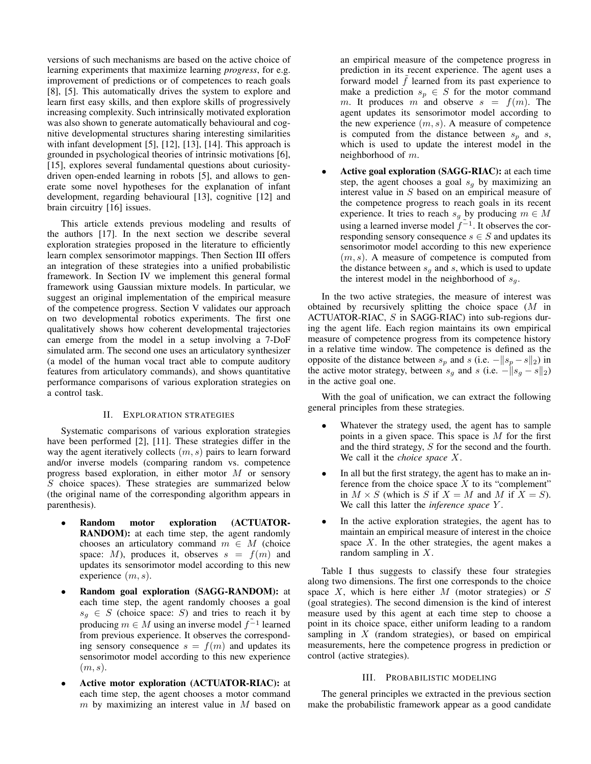versions of such mechanisms are based on the active choice of learning experiments that maximize learning *progress*, for e.g. improvement of predictions or of competences to reach goals [8], [5]. This automatically drives the system to explore and learn first easy skills, and then explore skills of progressively increasing complexity. Such intrinsically motivated exploration was also shown to generate automatically behavioural and cognitive developmental structures sharing interesting similarities with infant development [5], [12], [13], [14]. This approach is grounded in psychological theories of intrinsic motivations [6], [15], explores several fundamental questions about curiosity-driven open-ended learning in robots [5], and allows to generate some novel hypotheses for the explanation of infant development, regarding behavioural [13], cognitive [12] and brain circuitry [16] issues.

This article extends previous modeling and results of the authors [17]. In the next section we describe several exploration strategies proposed in the literature to efficiently learn complex sensorimotor mappings. Then Section III offers an integration of these strategies into a unified probabilistic framework. In Section IV we implement this general formal framework using Gaussian mixture models. In particular, we suggest an original implementation of the empirical measure of the competence progress. Section V validates our approach on two developmental robotics experiments. The first one qualitatively shows how coherent developmental trajectories can emerge from the model in a setup involving a 7-DoF simulated arm. The second one uses an articulatory synthesizer (a model of the human vocal tract able to compute auditory features from articulatory commands), and shows quantitative performance comparisons of various exploration strategies on a control task.

## II. Exploration strategies

Systematic comparisons of various exploration strategies have been performed [2], [11]. These strategies differ in the way the agent iteratively collects $(m, s)$ pairs to learn forward and/or inverse models (comparing random vs. competence progress based exploration, in either motor $M$ or sensory $S$ choice spaces). These strategies are summarized below (the original name of the corresponding algorithm appears in parenthesis).

- **Random motor exploration (ACTUATOR-RANDOM):** at each time step, the agent randomly chooses an articulatory command $m \in M$ (choice space: $M$), produces it, observes $s = f(m)$ and updates its sensorimotor model according to this new experience $(m, s)$.
- **Random goal exploration (SAGG-RANDOM):** at each time step, the agent randomly chooses a goal $s_g \in S$ (choice space: $S$) and tries to reach it by producing $m \in M$ using an inverse model $\tilde{f^{-1}}$ learned from previous experience. It observes the corresponding sensory consequence $s = f(m)$ and updates its sensorimotor model according to this new experience $(m, s)$.
- **Active motor exploration (ACTUATOR-RIAC):** at each time step, the agent chooses a motor command $m$ by maximizing an interest value in $M$ based on an empirical measure of the competence progress in prediction in its recent experience. The agent uses a forward model $\tilde{f}$ learned from its past experience to make a prediction $s_p \in S$ for the motor command $m$. It produces $m$ and observe $s = f(m)$. The agent updates its sensorimotor model according to the new experience $(m, s)$. A measure of competence is computed from the distance between $s_p$ and $s$, which is used to update the interest model in the neighborhood of $m$.
- **Active goal exploration (SAGG-RIAC):** at each time step, the agent chooses a goal $s_g$ by maximizing an interest value in $S$ based on an empirical measure of the competence progress to reach goals in its recent experience. It tries to reach $s_g$ by producing $m \in M$ using a learned inverse model $\tilde{f^{-1}}$. It observes the corresponding sensory consequence $s \in S$ and updates its sensorimotor model according to this new experience $(m, s)$. A measure of competence is computed from the distance between $s_g$ and $s$, which is used to update the interest model in the neighborhood of $s_g$.

In the two active strategies, the measure of interest was obtained by recursively splitting the choice space ($M$ in ACTUATOR-RIAC, $S$ in SAGG-RIAC) into sub-regions during the agent life. Each region maintains its own empirical measure of competence progress from its competence history in a relative time window. The competence is defined as the opposite of the distance between $s_p$ and $s$ (i.e. $-\|s_p - s\|_2$) in the active motor strategy, between $s_g$ and $s$ (i.e. $-\|s_g - s\|_2$) in the active goal one.

With the goal of unification, we can extract the following general principles from these strategies.

- Whatever the strategy used, the agent has to sample points in a given space. This space is $M$ for the first and the third strategy, $S$ for the second and the fourth. We call it the *choice space* $X$.
- In all but the first strategy, the agent has to make an inference from the choice space $X$ to its "complement" in $M \times S$ (which is $S$ if $X = M$ and $M$ if $X = S$). We call this latter the *inference space* $Y$.
- In the active exploration strategies, the agent has to maintain an empirical measure of interest in the choice space $X$. In the other strategies, the agent makes a random sampling in $X$.

Table I thus suggests to classify these four strategies along two dimensions. The first one corresponds to the choice space $X$, which is here either $M$ (motor strategies) or $S$ (goal strategies). The second dimension is the kind of interest measure used by this agent at each time step to choose a point in its choice space, either uniform leading to a random sampling in $X$ (random strategies), or based on empirical measurements, here the competence progress in prediction or control (active strategies).

## III. Probabilistic modeling

The general principles we extracted in the previous section make the probabilistic framework appear as a good candidate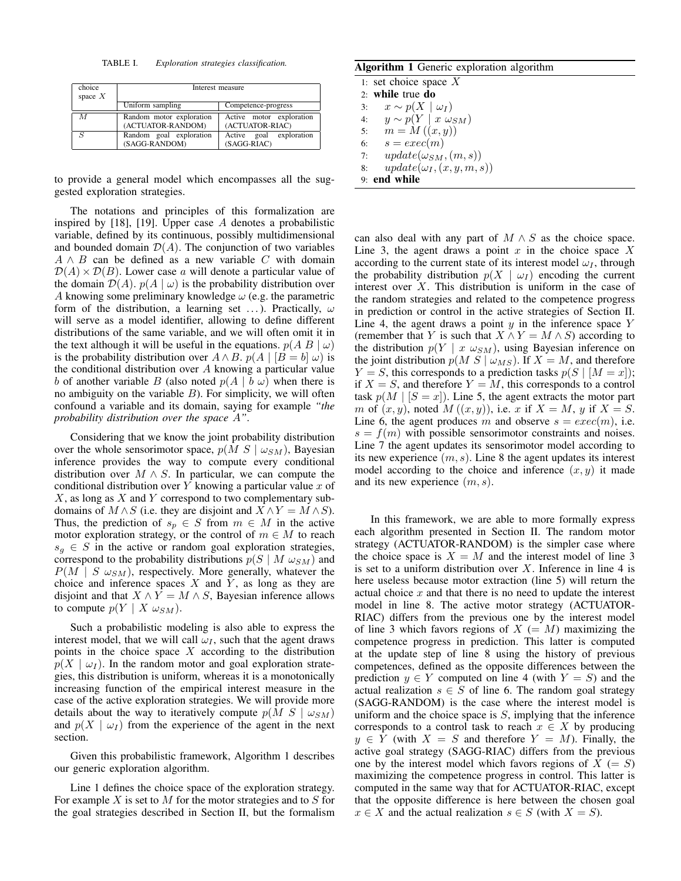TABLE I. *Exploration strategies classification.*

| choice space $X$ | Interest measure | |
|---|---|---|
| | Uniform sampling | Competence-progress |
| $M$ | Random motor exploration (ACTUATOR-RANDOM) | Active motor exploration (ACTUATOR-RIAC) |
| $S$ | Random goal exploration (SAGG-RANDOM) | Active goal exploration (SAGG-RIAC) |

to provide a general model which encompasses all the suggested exploration strategies.

The notations and principles of this formalization are inspired by [18], [19]. Upper case $A$ denotes a probabilistic variable, defined by its continuous, possibly multidimensional and bounded domain $\mathcal{D}(A)$. The conjunction of two variables $A \wedge B$ can be defined as a new variable $C$ with domain $\mathcal{D}(A) \times \mathcal{D}(B)$. Lower case $a$ will denote a particular value of the domain $\mathcal{D}(A)$. $p(A \mid \omega)$ is the probability distribution over $A$ knowing some preliminary knowledge $\omega$ (e.g. the parametric form of the distribution, a learning set ...). Practically, $\omega$ will serve as a model identifier, allowing to define different distributions of the same variable, and we will often omit it in the text although it will be useful in the equations. $p(A\ B \mid \omega)$ is the probability distribution over $A \wedge B$. $p(A \mid [B = b]\ \omega)$ is the conditional distribution over $A$ knowing a particular value $b$ of another variable $B$ (also noted $p(A \mid b\ \omega)$ when there is no ambiguity on the variable $B$). For simplicity, we will often confound a variable and its domain, saying for example *"the probability distribution over the space $A$"*.

Considering that we know the joint probability distribution over the whole sensorimotor space, $p(M\ S \mid \omega_{SM})$, Bayesian inference provides the way to compute every conditional distribution over $M \wedge S$. In particular, we can compute the conditional distribution over $Y$ knowing a particular value $x$ of $X$, as long as $X$ and $Y$ correspond to two complementary subdomains of $M \wedge S$ (i.e. they are disjoint and $X \wedge Y = M \wedge S$). Thus, the prediction of $s_p \in S$ from $m \in M$ in the active motor exploration strategy, or the control of $m \in M$ to reach $s_g \in S$ in the active or random goal exploration strategies, correspond to the probability distributions $p(S \mid M\ \omega_{SM})$ and $P(M \mid S\ \omega_{SM})$, respectively. More generally, whatever the choice and inference spaces $X$ and $Y$, as long as they are disjoint and that $X \wedge Y = M \wedge S$, Bayesian inference allows to compute $p(Y \mid X\ \omega_{SM})$.

Such a probabilistic modeling is also able to express the interest model, that we will call $\omega_I$, such that the agent draws points in the choice space $X$ according to the distribution $p(X \mid \omega_I)$. In the random motor and goal exploration strategies, this distribution is uniform, whereas it is a monotonically increasing function of the empirical interest measure in the case of the active exploration strategies. We will provide more details about the way to iteratively compute $p(M\ S \mid \omega_{SM})$ and $p(X \mid \omega_I)$ from the experience of the agent in the next section.

Given this probabilistic framework, Algorithm 1 describes our generic exploration algorithm.

**Algorithm 1** Generic exploration algorithm

```
1: set choice space X
2: while true do
3:     x ~ p(X | ω_I)
4:     y ~ p(Y | x ω_SM)
5:     m = M((x, y))
6:     s = exec(m)
7:     update(ω_SM, (m, s))
8:     update(ω_I, (x, y, m, s))
9: end while
```

Line 1 defines the choice space of the exploration strategy. For example $X$ is set to $M$ for the motor strategies and to $S$ for the goal strategies described in Section II, but the formalism can also deal with any part of $M \wedge S$ as the choice space. Line 3, the agent draws a point $x$ in the choice space $X$ according to the current state of its interest model $\omega_I$, through the probability distribution $p(X \mid \omega_I)$ encoding the current interest over $X$. This distribution is uniform in the case of the random strategies and related to the competence progress in prediction or control in the active strategies of Section II. Line 4, the agent draws a point $y$ in the inference space $Y$ (remember that $Y$ is such that $X \wedge Y = M \wedge S$) according to the distribution $p(Y \mid x\ \omega_{SM})$, using Bayesian inference on the joint distribution $p(M\ S \mid \omega_{MS})$. If $X = M$, and therefore $Y = S$, this corresponds to a prediction tasks $p(S \mid [M = x])$; if $X = S$, and therefore $Y = M$, this corresponds to a control task $p(M \mid [S = x])$. Line 5, the agent extracts the motor part $m$ of $(x, y)$, noted $M((x, y))$, i.e. $x$ if $X = M$, $y$ if $X = S$. Line 6, the agent produces $m$ and observe $s = exec(m)$, i.e. $s = f(m)$ with possible sensorimotor constraints and noises. Line 7 the agent updates its sensorimotor model according to its new experience $(m, s)$. Line 8 the agent updates its interest model according to the choice and inference $(x, y)$ it made and its new experience $(m, s)$.

In this framework, we are able to more formally express each algorithm presented in Section II. The random motor strategy (ACTUATOR-RANDOM) is the simpler case where the choice space is $X = M$ and the interest model of line 3 is set to a uniform distribution over $X$. Inference in line 4 is here useless because motor extraction (line 5) will return the actual choice $x$ and that there is no need to update the interest model in line 8. The active motor strategy (ACTUATOR-RIAC) differs from the previous one by the interest model of line 3 which favors regions of $X$ ($= M$) maximizing the competence progress in prediction. This latter is computed at the update step of line 8 using the history of previous competences, defined as the opposite differences between the prediction $y \in Y$ computed on line 4 (with $Y = S$) and the actual realization $s \in S$ of line 6. The random goal strategy (SAGG-RANDOM) is the case where the interest model is uniform and the choice space is $S$, implying that the inference corresponds to a control task to reach $x \in X$ by producing $y \in Y$ (with $X = S$ and therefore $Y = M$). Finally, the active goal strategy (SAGG-RIAC) differs from the previous one by the interest model which favors regions of $X$ ($= S$) maximizing the competence progress in control. This latter is computed in the same way that for ACTUATOR-RIAC, except that the opposite difference is here between the chosen goal $x \in X$ and the actual realization $s \in S$ (with $X = S$).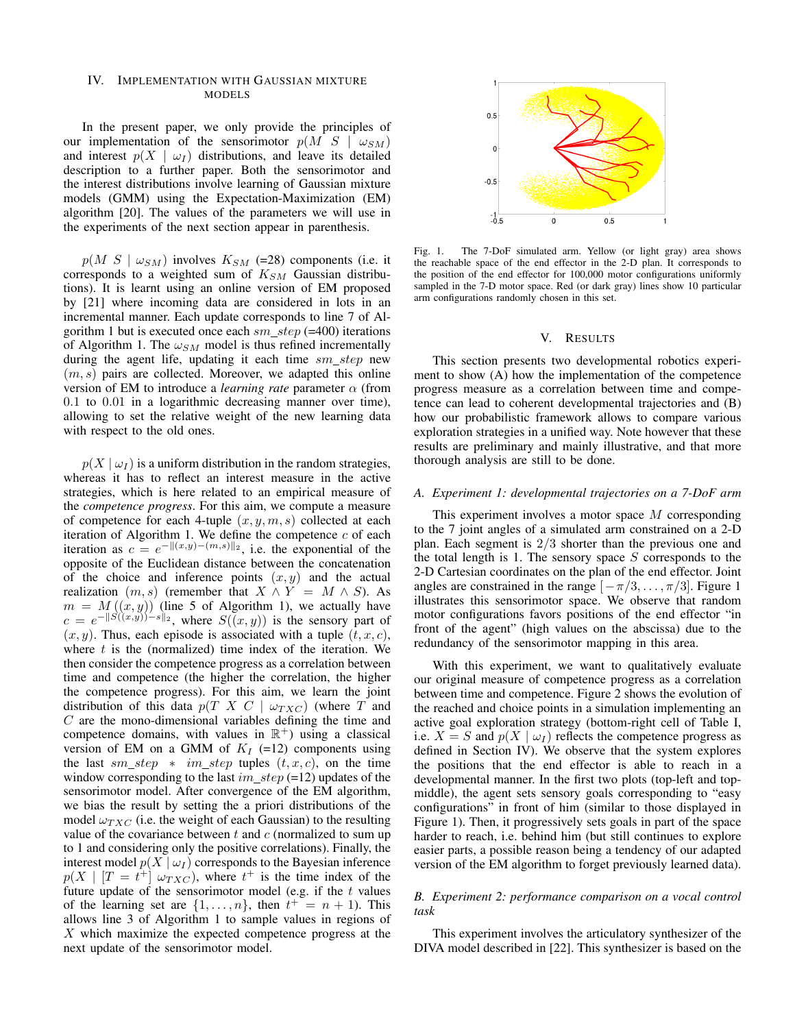## IV. Implementation with Gaussian mixture models

In the present paper, we only provide the principles of our implementation of the sensorimotor $p(M\ S \mid \omega_{SM})$ and interest $p(X \mid \omega_I)$ distributions, and leave its detailed description to a further paper. Both the sensorimotor and the interest distributions involve learning of Gaussian mixture models (GMM) using the Expectation-Maximization (EM) algorithm [20]. The values of the parameters we will use in the experiments of the next section appear in parenthesis.

$p(M\ S \mid \omega_{SM})$ involves $K_{SM}$ (=28) components (i.e. it corresponds to a weighted sum of $K_{SM}$ Gaussian distributions). It is learnt using an online version of EM proposed by [21] where incoming data are considered in lots in an incremental manner. Each update corresponds to line 7 of Algorithm 1 but is executed once each $sm\_step$ (=400) iterations of Algorithm 1. The $\omega_{SM}$ model is thus refined incrementally during the agent life, updating it each time $sm\_step$ new $(m, s)$ pairs are collected. Moreover, we adapted this online version of EM to introduce a *learning rate* parameter $\alpha$ (from 0.1 to 0.01 in a logarithmic decreasing manner over time), allowing to set the relative weight of the new learning data with respect to the old ones.

$p(X \mid \omega_I)$ is a uniform distribution in the random strategies, whereas it has to reflect an interest measure in the active strategies, which is here related to an empirical measure of the *competence progress*. For this aim, we compute a measure of competence for each 4-tuple $(x, y, m, s)$ collected at each iteration of Algorithm 1. We define the competence $c$ of each iteration as $c = e^{-\|(x,y)-(m,s)\|_2}$, i.e. the exponential of the opposite of the Euclidean distance between the concatenation of the choice and inference points $(x, y)$ and the actual realization $(m, s)$ (remember that $X \wedge Y = M \wedge S$). As $m = M((x, y))$ (line 5 of Algorithm 1), we actually have $c = e^{-\|S((x,y))-s\|_2}$, where $S((x, y))$ is the sensory part of $(x, y)$. Thus, each episode is associated with a tuple $(t, x, c)$, where $t$ is the (normalized) time index of the iteration. We then consider the competence progress as a correlation between time and competence (the higher the correlation, the higher the competence progress). For this aim, we learn the joint distribution of this data $p(T\ X\ C \mid \omega_{TXC})$ (where $T$ and $C$ are the mono-dimensional variables defining the time and competence domains, with values in $\mathbb{R}^+$) using a classical version of EM on a GMM of $K_I$ (=12) components using the last $sm\_step * im\_step$ tuples $(t, x, c)$, on the time window corresponding to the last $im\_step$ (=12) updates of the sensorimotor model. After convergence of the EM algorithm, we bias the result by setting the a priori distributions of the model $\omega_{TXC}$ (i.e. the weight of each Gaussian) to the resulting value of the covariance between $t$ and $c$ (normalized to sum up to 1 and considering only the positive correlations). Finally, the interest model $p(X \mid \omega_I)$ corresponds to the Bayesian inference $p(X \mid [T = t^+]\ \omega_{TXC})$, where $t^+$ is the time index of the future update of the sensorimotor model (e.g. if the $t$ values of the learning set are $\{1, \ldots, n\}$, then $t^+ = n + 1$). This allows line 3 of Algorithm 1 to sample values in regions of $X$ which maximize the expected competence progress at the next update of the sensorimotor model.

Fig. 1. The 7-DoF simulated arm. Yellow (or light gray) area shows the reachable space of the end effector in the 2-D plan. It corresponds to the position of the end effector for 100,000 motor configurations uniformly sampled in the 7-D motor space. Red (or dark gray) lines show 10 particular arm configurations randomly chosen in this set.

## V. Results

This section presents two developmental robotics experiment to show (A) how the implementation of the competence progress measure as a correlation between time and competence can lead to coherent developmental trajectories and (B) how our probabilistic framework allows to compare various exploration strategies in a unified way. Note however that these results are preliminary and mainly illustrative, and that more thorough analysis are still to be done.

### A. Experiment 1: developmental trajectories on a 7-DoF arm

This experiment involves a motor space $M$ corresponding to the 7 joint angles of a simulated arm constrained on a 2-D plan. Each segment is $2/3$ shorter than the previous one and the total length is 1. The sensory space $S$ corresponds to the 2-D Cartesian coordinates on the plan of the end effector. Joint angles are constrained in the range $[-\pi/3, \ldots, \pi/3]$. Figure 1 illustrates this sensorimotor space. We observe that random motor configurations favors positions of the end effector "in front of the agent" (high values on the abscissa) due to the redundancy of the sensorimotor mapping in this area.

With this experiment, we want to qualitatively evaluate our original measure of competence progress as a correlation between time and competence. Figure 2 shows the evolution of the reached and choice points in a simulation implementing an active goal exploration strategy (bottom-right cell of Table I, i.e. $X = S$ and $p(X \mid \omega_I)$ reflects the competence progress as defined in Section IV). We observe that the system explores the positions that the end effector is able to reach in a developmental manner. In the first two plots (top-left and top-middle), the agent sets sensory goals corresponding to "easy configurations" in front of him (similar to those displayed in Figure 1). Then, it progressively sets goals in part of the space harder to reach, i.e. behind him (but still continues to explore easier parts, a possible reason being a tendency of our adapted version of the EM algorithm to forget previously learned data).

### B. Experiment 2: performance comparison on a vocal control task

This experiment involves the articulatory synthesizer of the DIVA model described in [22]. This synthesizer is based on the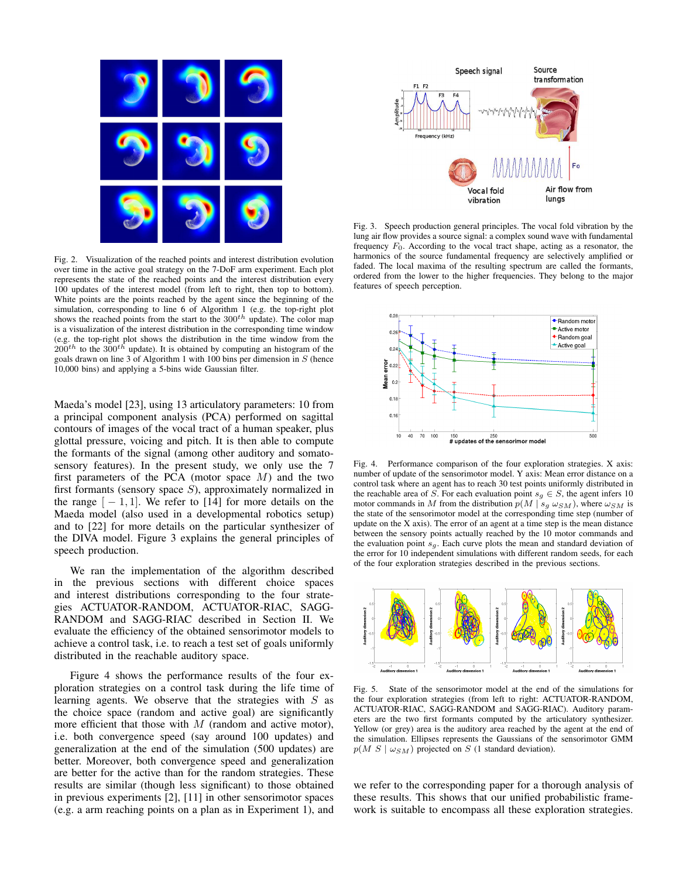Fig. 2. Visualization of the reached points and interest distribution evolution over time in the active goal strategy on the 7-DoF arm experiment. Each plot represents the state of the reached points and the interest distribution every 100 updates of the interest model (from left to right, then top to bottom). White points are the points reached by the agent since the beginning of the simulation, corresponding to line 6 of Algorithm 1 (e.g. the top-right plot shows the reached points from the start to the $300^{th}$ update). The color map is a visualization of the interest distribution in the corresponding time window (e.g. the top-right plot shows the distribution in the time window from the $200^{th}$ to the $300^{th}$ update). It is obtained by computing an histogram of the goals drawn on line 3 of Algorithm 1 with 100 bins per dimension in $S$ (hence 10,000 bins) and applying a 5-bins wide Gaussian filter.

Maeda's model [23], using 13 articulatory parameters: 10 from a principal component analysis (PCA) performed on sagittal contours of images of the vocal tract of a human speaker, plus glottal pressure, voicing and pitch. It is then able to compute the formants of the signal (among other auditory and somatosensory features). In the present study, we only use the 7 first parameters of the PCA (motor space $M$) and the two first formants (sensory space $S$), approximately normalized in the range $[-1, 1]$. We refer to [14] for more details on the Maeda model (also used in a developmental robotics setup) and to [22] for more details on the particular synthesizer of the DIVA model. Figure 3 explains the general principles of speech production.

We ran the implementation of the algorithm described in the previous sections with different choice spaces and interest distributions corresponding to the four strategies ACTUATOR-RANDOM, ACTUATOR-RIAC, SAGG-RANDOM and SAGG-RIAC described in Section II. We evaluate the efficiency of the obtained sensorimotor models to achieve a control task, i.e. to reach a test set of goals uniformly distributed in the reachable auditory space.

Figure 4 shows the performance results of the four exploration strategies on a control task during the life time of learning agents. We observe that the strategies with $S$ as the choice space (random and active goal) are significantly more efficient that those with $M$ (random and active motor), i.e. both convergence speed (say around 100 updates) and generalization at the end of the simulation (500 updates) are better. Moreover, both convergence speed and generalization are better for the active than for the random strategies. These results are similar (though less significant) to those obtained in previous experiments [2], [11] in other sensorimotor spaces (e.g. a arm reaching points on a plan as in Experiment 1), and

Fig. 3. Speech production general principles. The vocal fold vibration by the lung air flow provides a source signal: a complex sound wave with fundamental frequency $F_0$. According to the vocal tract shape, acting as a resonator, the harmonics of the source fundamental frequency are selectively amplified or faded. The local maxima of the resulting spectrum are called the formants, ordered from the lower to the higher frequencies. They belong to the major features of speech perception.

Fig. 4. Performance comparison of the four exploration strategies. X axis: number of update of the sensorimotor model. Y axis: Mean error distance on a control task where an agent has to reach 30 test points uniformly distributed in the reachable area of $S$. For each evaluation point $s_g \in S$, the agent infers 10 motor commands in $M$ from the distribution $p(M \mid s_g \; \omega_{SM})$, where $\omega_{SM}$ is the state of the sensorimotor model at the corresponding time step (number of update on the X axis). The error of an agent at a time step is the mean distance between the sensory points actually reached by the 10 motor commands and the evaluation point $s_g$. Each curve plots the mean and standard deviation of the error for 10 independent simulations with different random seeds, for each of the four exploration strategies described in the previous sections.

Fig. 5. State of the sensorimotor model at the end of the simulations for the four exploration strategies (from left to right: ACTUATOR-RANDOM, ACTUATOR-RIAC, SAGG-RANDOM and SAGG-RIAC). Auditory parameters are the two first formants computed by the articulatory synthesizer. Yellow (or grey) area is the auditory area reached by the agent at the end of the simulation. Ellipses represents the Gaussians of the sensorimotor GMM $p(M \; S \mid \omega_{SM})$ projected on $S$ (1 standard deviation).

we refer to the corresponding paper for a thorough analysis of these results. This shows that our unified probabilistic framework is suitable to encompass all these exploration strategies.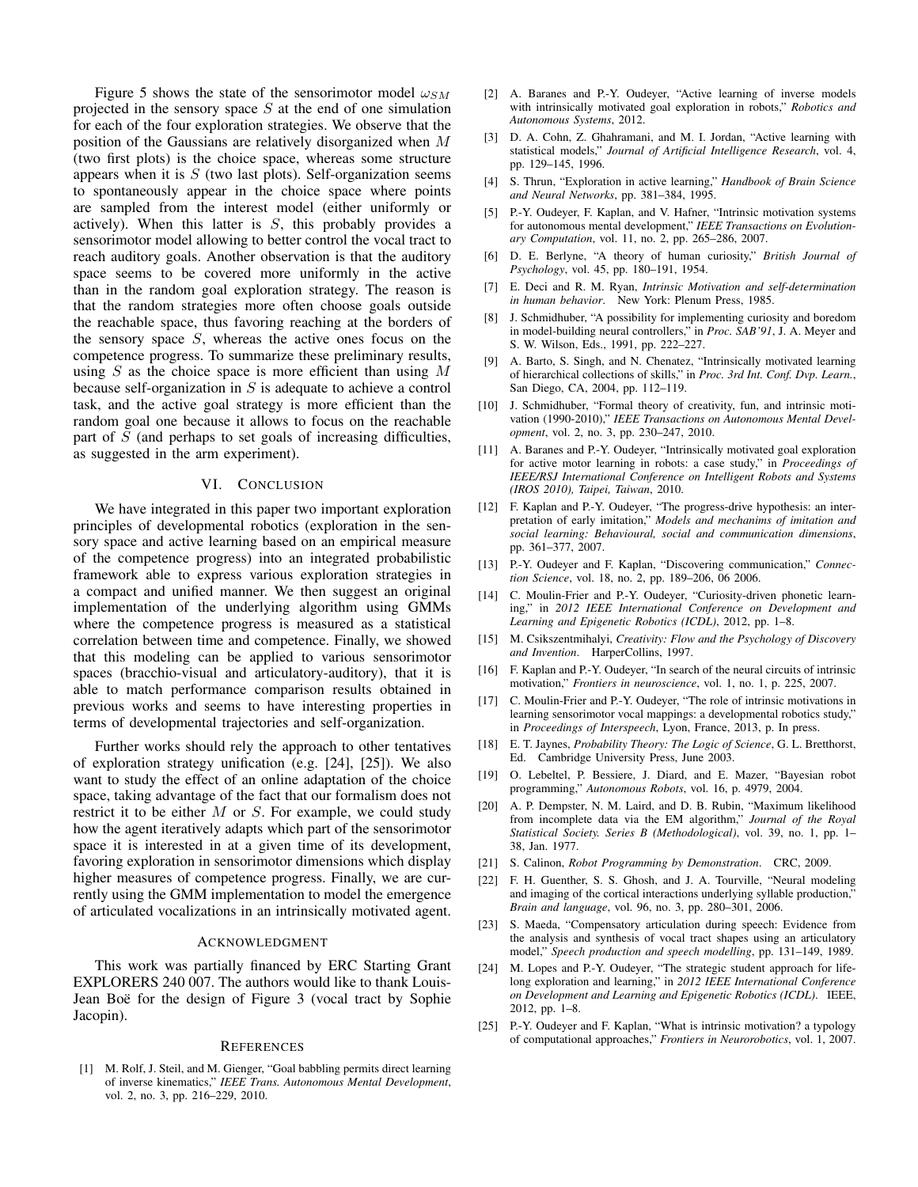Figure 5 shows the state of the sensorimotor model $\omega_{SM}$ projected in the sensory space $S$ at the end of one simulation for each of the four exploration strategies. We observe that the position of the Gaussians are relatively disorganized when $M$ (two first plots) is the choice space, whereas some structure appears when it is $S$ (two last plots). Self-organization seems to spontaneously appear in the choice space where points are sampled from the interest model (either uniformly or actively). When this latter is $S$, this probably provides a sensorimotor model allowing to better control the vocal tract to reach auditory goals. Another observation is that the auditory space seems to be covered more uniformly in the active than in the random goal exploration strategy. The reason is that the random strategies more often choose goals outside the reachable space, thus favoring reaching at the borders of the sensory space $S$, whereas the active ones focus on the competence progress. To summarize these preliminary results, using $S$ as the choice space is more efficient than using $M$ because self-organization in $S$ is adequate to achieve a control task, and the active goal strategy is more efficient than the random goal one because it allows to focus on the reachable part of $S$ (and perhaps to set goals of increasing difficulties, as suggested in the arm experiment).

## VI. Conclusion

We have integrated in this paper two important exploration principles of developmental robotics (exploration in the sensory space and active learning based on an empirical measure of the competence progress) into an integrated probabilistic framework able to express various exploration strategies in a compact and unified manner. We then suggest an original implementation of the underlying algorithm using GMMs where the competence progress is measured as a statistical correlation between time and competence. Finally, we showed that this modeling can be applied to various sensorimotor spaces (bracchio-visual and articulatory-auditory), that it is able to match performance comparison results obtained in previous works and seems to have interesting properties in terms of developmental trajectories and self-organization.

Further works should rely the approach to other tentatives of exploration strategy unification (e.g. [24], [25]). We also want to study the effect of an online adaptation of the choice space, taking advantage of the fact that our formalism does not restrict it to be either $M$ or $S$. For example, we could study how the agent iteratively adapts which part of the sensorimotor space it is interested in at a given time of its development, favoring exploration in sensorimotor dimensions which display higher measures of competence progress. Finally, we are currently using the GMM implementation to model the emergence of articulated vocalizations in an intrinsically motivated agent.

## Acknowledgment

This work was partially financed by ERC Starting Grant EXPLORERS 240 007. The authors would like to thank Louis-Jean Boë for the design of Figure 3 (vocal tract by Sophie Jacopin).

## References

[1] M. Rolf, J. Steil, and M. Gienger, "Goal babbling permits direct learning of inverse kinematics," *IEEE Trans. Autonomous Mental Development*, vol. 2, no. 3, pp. 216–229, 2010.

[2] A. Baranes and P.-Y. Oudeyer, "Active learning of inverse models with intrinsically motivated goal exploration in robots," *Robotics and Autonomous Systems*, 2012.

[3] D. A. Cohn, Z. Ghahramani, and M. I. Jordan, "Active learning with statistical models," *Journal of Artificial Intelligence Research*, vol. 4, pp. 129–145, 1996.

[4] S. Thrun, "Exploration in active learning," *Handbook of Brain Science and Neural Networks*, pp. 381–384, 1995.

[5] P.-Y. Oudeyer, F. Kaplan, and V. Hafner, "Intrinsic motivation systems for autonomous mental development," *IEEE Transactions on Evolutionary Computation*, vol. 11, no. 2, pp. 265–286, 2007.

[6] D. E. Berlyne, "A theory of human curiosity," *British Journal of Psychology*, vol. 45, pp. 180–191, 1954.

[7] E. Deci and R. M. Ryan, *Intrinsic Motivation and self-determination in human behavior*. New York: Plenum Press, 1985.

[8] J. Schmidhuber, "A possibility for implementing curiosity and boredom in model-building neural controllers," in *Proc. SAB'91*, J. A. Meyer and S. W. Wilson, Eds., 1991, pp. 222–227.

[9] A. Barto, S. Singh, and N. Chenatez, "Intrinsically motivated learning of hierarchical collections of skills," in *Proc. 3rd Int. Conf. Dvp. Learn.*, San Diego, CA, 2004, pp. 112–119.

[10] J. Schmidhuber, "Formal theory of creativity, fun, and intrinsic motivation (1990-2010)," *IEEE Transactions on Autonomous Mental Development*, vol. 2, no. 3, pp. 230–247, 2010.

[11] A. Baranes and P.-Y. Oudeyer, "Intrinsically motivated goal exploration for active motor learning in robots: a case study," in *Proceedings of IEEE/RSJ International Conference on Intelligent Robots and Systems (IROS 2010), Taipei, Taiwan*, 2010.

[12] F. Kaplan and P.-Y. Oudeyer, "The progress-drive hypothesis: an interpretation of early imitation," *Models and mechanims of imitation and social learning: Behavioural, social and communication dimensions*, pp. 361–377, 2007.

[13] P.-Y. Oudeyer and F. Kaplan, "Discovering communication," *Connection Science*, vol. 18, no. 2, pp. 189–206, 06 2006.

[14] C. Moulin-Frier and P.-Y. Oudeyer, "Curiosity-driven phonetic learning," in *2012 IEEE International Conference on Development and Learning and Epigenetic Robotics (ICDL)*, 2012, pp. 1–8.

[15] M. Csikszentmihalyi, *Creativity: Flow and the Psychology of Discovery and Invention*. HarperCollins, 1997.

[16] F. Kaplan and P.-Y. Oudeyer, "In search of the neural circuits of intrinsic motivation," *Frontiers in neuroscience*, vol. 1, no. 1, p. 225, 2007.

[17] C. Moulin-Frier and P.-Y. Oudeyer, "The role of intrinsic motivations in learning sensorimotor vocal mappings: a developmental robotics study," in *Proceedings of Interspeech*, Lyon, France, 2013, p. In press.

[18] E. T. Jaynes, *Probability Theory: The Logic of Science*, G. L. Bretthorst, Ed. Cambridge University Press, June 2003.

[19] O. Lebeltel, P. Bessiere, J. Diard, and E. Mazer, "Bayesian robot programming," *Autonomous Robots*, vol. 16, p. 4979, 2004.

[20] A. P. Dempster, N. M. Laird, and D. B. Rubin, "Maximum likelihood from incomplete data via the EM algorithm," *Journal of the Royal Statistical Society. Series B (Methodological)*, vol. 39, no. 1, pp. 1–38, Jan. 1977.

[21] S. Calinon, *Robot Programming by Demonstration*. CRC, 2009.

[22] F. H. Guenther, S. S. Ghosh, and J. A. Tourville, "Neural modeling and imaging of the cortical interactions underlying syllable production," *Brain and language*, vol. 96, no. 3, pp. 280–301, 2006.

[23] S. Maeda, "Compensatory articulation during speech: Evidence from the analysis and synthesis of vocal tract shapes using an articulatory model," *Speech production and speech modelling*, pp. 131–149, 1989.

[24] M. Lopes and P.-Y. Oudeyer, "The strategic student approach for life-long exploration and learning," in *2012 IEEE International Conference on Development and Learning and Epigenetic Robotics (ICDL)*. IEEE, 2012, pp. 1–8.

[25] P.-Y. Oudeyer and F. Kaplan, "What is intrinsic motivation? a typology of computational approaches," *Frontiers in Neurorobotics*, vol. 1, 2007.